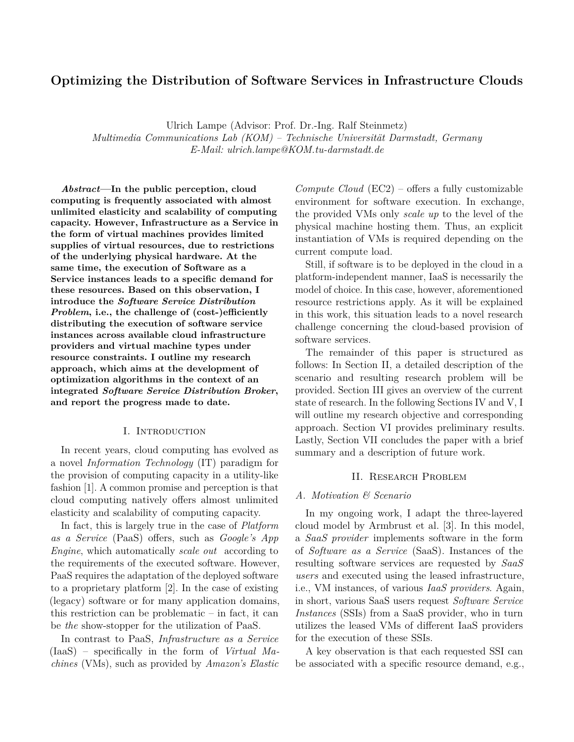# Optimizing the Distribution of Software Services in Infrastructure Clouds

Ulrich Lampe (Advisor: Prof. Dr.-Ing. Ralf Steinmetz)
*Multimedia Communications Lab (KOM) – Technische Universität Darmstadt, Germany*
*E-Mail: ulrich.lampe@KOM.tu-darmstadt.de*

***Abstract*—In the public perception, cloud computing is frequently associated with almost unlimited elasticity and scalability of computing capacity. However, Infrastructure as a Service in the form of virtual machines provides limited supplies of virtual resources, due to restrictions of the underlying physical hardware. At the same time, the execution of Software as a Service instances leads to a specific demand for these resources. Based on this observation, I introduce the *Software Service Distribution Problem*, i.e., the challenge of (cost-)efficiently distributing the execution of software service instances across available cloud infrastructure providers and virtual machine types under resource constraints. I outline my research approach, which aims at the development of optimization algorithms in the context of an integrated *Software Service Distribution Broker*, and report the progress made to date.**

## I. Introduction

In recent years, cloud computing has evolved as a novel *Information Technology* (IT) paradigm for the provision of computing capacity in a utility-like fashion [1]. A common promise and perception is that cloud computing natively offers almost unlimited elasticity and scalability of computing capacity.

In fact, this is largely true in the case of *Platform as a Service* (PaaS) offers, such as *Google's App Engine*, which automatically *scale out* according to the requirements of the executed software. However, PaaS requires the adaptation of the deployed software to a proprietary platform [2]. In the case of existing (legacy) software or for many application domains, this restriction can be problematic – in fact, it can be *the* show-stopper for the utilization of PaaS.

In contrast to PaaS, *Infrastructure as a Service* (IaaS) – specifically in the form of *Virtual Machines* (VMs), such as provided by *Amazon's Elastic Compute Cloud* (EC2) – offers a fully customizable environment for software execution. In exchange, the provided VMs only *scale up* to the level of the physical machine hosting them. Thus, an explicit instantiation of VMs is required depending on the current compute load.

Still, if software is to be deployed in the cloud in a platform-independent manner, IaaS is necessarily the model of choice. In this case, however, aforementioned resource restrictions apply. As it will be explained in this work, this situation leads to a novel research challenge concerning the cloud-based provision of software services.

The remainder of this paper is structured as follows: In Section II, a detailed description of the scenario and resulting research problem will be provided. Section III gives an overview of the current state of research. In the following Sections IV and V, I will outline my research objective and corresponding approach. Section VI provides preliminary results. Lastly, Section VII concludes the paper with a brief summary and a description of future work.

## II. Research Problem

### A. Motivation & Scenario

In my ongoing work, I adapt the three-layered cloud model by Armbrust et al. [3]. In this model, a *SaaS provider* implements software in the form of *Software as a Service* (SaaS). Instances of the resulting software services are requested by *SaaS users* and executed using the leased infrastructure, i.e., VM instances, of various *IaaS providers*. Again, in short, various SaaS users request *Software Service Instances* (SSIs) from a SaaS provider, who in turn utilizes the leased VMs of different IaaS providers for the execution of these SSIs.

A key observation is that each requested SSI can be associated with a specific resource demand, e.g.,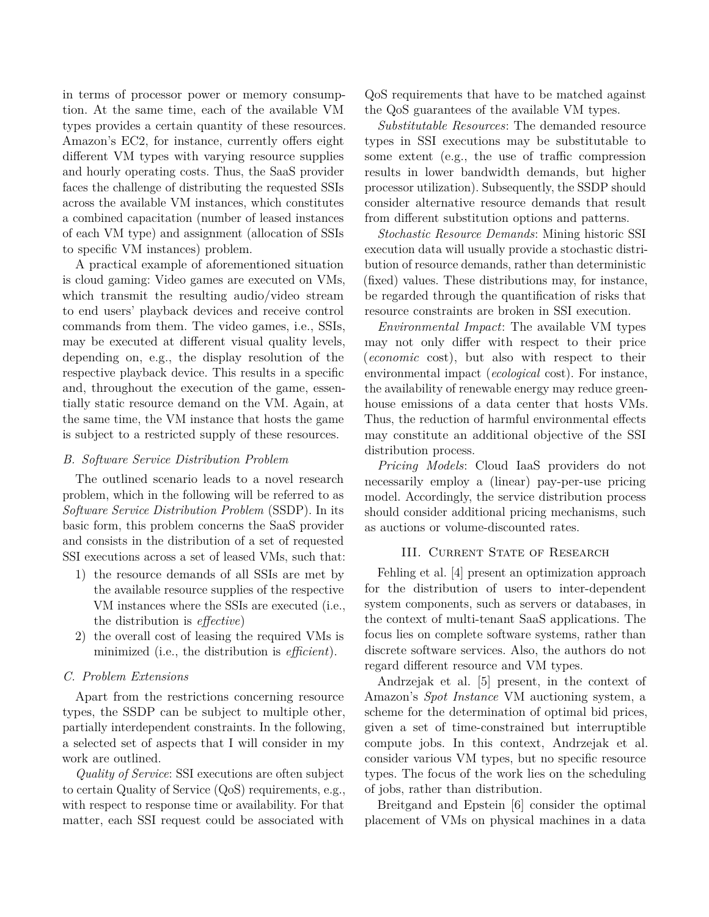in terms of processor power or memory consumption. At the same time, each of the available VM types provides a certain quantity of these resources. Amazon's EC2, for instance, currently offers eight different VM types with varying resource supplies and hourly operating costs. Thus, the SaaS provider faces the challenge of distributing the requested SSIs across the available VM instances, which constitutes a combined capacitation (number of leased instances of each VM type) and assignment (allocation of SSIs to specific VM instances) problem.

A practical example of aforementioned situation is cloud gaming: Video games are executed on VMs, which transmit the resulting audio/video stream to end users' playback devices and receive control commands from them. The video games, i.e., SSIs, may be executed at different visual quality levels, depending on, e.g., the display resolution of the respective playback device. This results in a specific and, throughout the execution of the game, essentially static resource demand on the VM. Again, at the same time, the VM instance that hosts the game is subject to a restricted supply of these resources.

### B. Software Service Distribution Problem

The outlined scenario leads to a novel research problem, which in the following will be referred to as *Software Service Distribution Problem* (SSDP). In its basic form, this problem concerns the SaaS provider and consists in the distribution of a set of requested SSI executions across a set of leased VMs, such that:

1) the resource demands of all SSIs are met by the available resource supplies of the respective VM instances where the SSIs are executed (i.e., the distribution is *effective*)
2) the overall cost of leasing the required VMs is minimized (i.e., the distribution is *efficient*).

### C. Problem Extensions

Apart from the restrictions concerning resource types, the SSDP can be subject to multiple other, partially interdependent constraints. In the following, a selected set of aspects that I will consider in my work are outlined.

*Quality of Service*: SSI executions are often subject to certain Quality of Service (QoS) requirements, e.g., with respect to response time or availability. For that matter, each SSI request could be associated with QoS requirements that have to be matched against the QoS guarantees of the available VM types.

*Substitutable Resources*: The demanded resource types in SSI executions may be substitutable to some extent (e.g., the use of traffic compression results in lower bandwidth demands, but higher processor utilization). Subsequently, the SSDP should consider alternative resource demands that result from different substitution options and patterns.

*Stochastic Resource Demands*: Mining historic SSI execution data will usually provide a stochastic distribution of resource demands, rather than deterministic (fixed) values. These distributions may, for instance, be regarded through the quantification of risks that resource constraints are broken in SSI execution.

*Environmental Impact*: The available VM types may not only differ with respect to their price (*economic* cost), but also with respect to their environmental impact (*ecological* cost). For instance, the availability of renewable energy may reduce greenhouse emissions of a data center that hosts VMs. Thus, the reduction of harmful environmental effects may constitute an additional objective of the SSI distribution process.

*Pricing Models*: Cloud IaaS providers do not necessarily employ a (linear) pay-per-use pricing model. Accordingly, the service distribution process should consider additional pricing mechanisms, such as auctions or volume-discounted rates.

## III. Current State of Research

Fehling et al. [4] present an optimization approach for the distribution of users to inter-dependent system components, such as servers or databases, in the context of multi-tenant SaaS applications. The focus lies on complete software systems, rather than discrete software services. Also, the authors do not regard different resource and VM types.

Andrzejak et al. [5] present, in the context of Amazon's *Spot Instance* VM auctioning system, a scheme for the determination of optimal bid prices, given a set of time-constrained but interruptible compute jobs. In this context, Andrzejak et al. consider various VM types, but no specific resource types. The focus of the work lies on the scheduling of jobs, rather than distribution.

Breitgand and Epstein [6] consider the optimal placement of VMs on physical machines in a data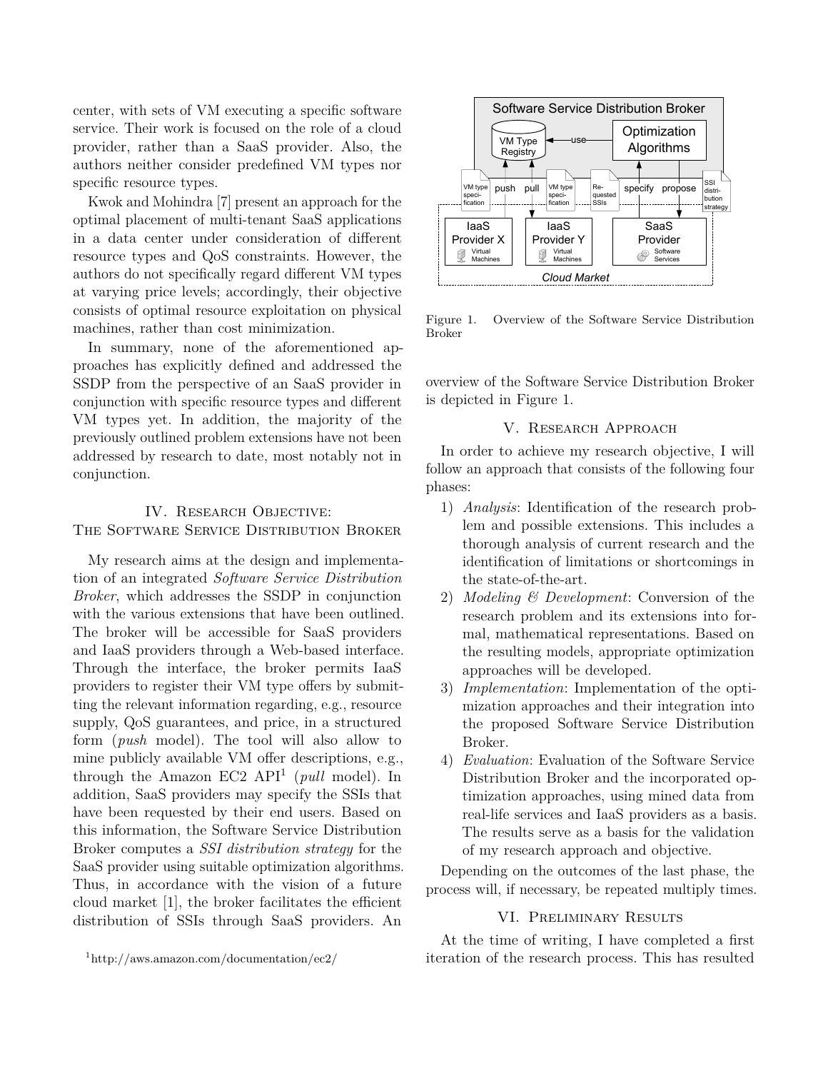center, with sets of VM executing a specific software service. Their work is focused on the role of a cloud provider, rather than a SaaS provider. Also, the authors neither consider predefined VM types nor specific resource types.

Kwok and Mohindra [7] present an approach for the optimal placement of multi-tenant SaaS applications in a data center under consideration of different resource types and QoS constraints. However, the authors do not specifically regard different VM types at varying price levels; accordingly, their objective consists of optimal resource exploitation on physical machines, rather than cost minimization.

In summary, none of the aforementioned approaches has explicitly defined and addressed the SSDP from the perspective of an SaaS provider in conjunction with specific resource types and different VM types yet. In addition, the majority of the previously outlined problem extensions have not been addressed by research to date, most notably not in conjunction.

## IV. Research Objective: The Software Service Distribution Broker

My research aims at the design and implementation of an integrated *Software Service Distribution Broker*, which addresses the SSDP in conjunction with the various extensions that have been outlined. The broker will be accessible for SaaS providers and IaaS providers through a Web-based interface. Through the interface, the broker permits IaaS providers to register their VM type offers by submitting the relevant information regarding, e.g., resource supply, QoS guarantees, and price, in a structured form (*push* model). The tool will also allow to mine publicly available VM offer descriptions, e.g., through the Amazon EC2 API[1] (*pull* model). In addition, SaaS providers may specify the SSIs that have been requested by their end users. Based on this information, the Software Service Distribution Broker computes a *SSI distribution strategy* for the SaaS provider using suitable optimization algorithms. Thus, in accordance with the vision of a future cloud market [1], the broker facilitates the efficient distribution of SSIs through SaaS providers. An overview of the Software Service Distribution Broker is depicted in Figure 1.

[1] http://aws.amazon.com/documentation/ec2/

Figure 1. Overview of the Software Service Distribution Broker

## V. Research Approach

In order to achieve my research objective, I will follow an approach that consists of the following four phases:

1) *Analysis*: Identification of the research problem and possible extensions. This includes a thorough analysis of current research and the identification of limitations or shortcomings in the state-of-the-art.
2) *Modeling & Development*: Conversion of the research problem and its extensions into formal, mathematical representations. Based on the resulting models, appropriate optimization approaches will be developed.
3) *Implementation*: Implementation of the optimization approaches and their integration into the proposed Software Service Distribution Broker.
4) *Evaluation*: Evaluation of the Software Service Distribution Broker and the incorporated optimization approaches, using mined data from real-life services and IaaS providers as a basis. The results serve as a basis for the validation of my research approach and objective.

Depending on the outcomes of the last phase, the process will, if necessary, be repeated multiply times.

## VI. Preliminary Results

At the time of writing, I have completed a first iteration of the research process. This has resulted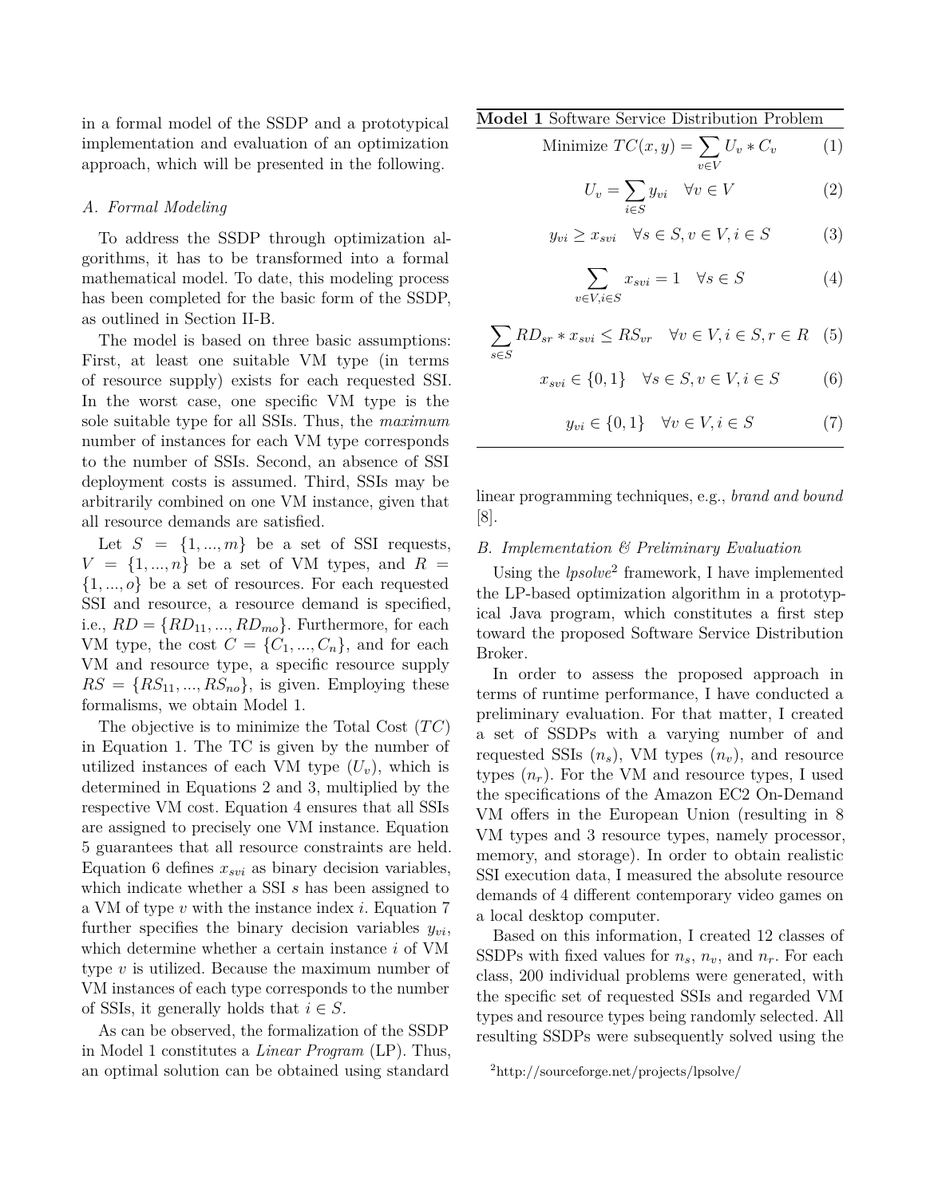in a formal model of the SSDP and a prototypical implementation and evaluation of an optimization approach, which will be presented in the following.

### A. Formal Modeling

To address the SSDP through optimization algorithms, it has to be transformed into a formal mathematical model. To date, this modeling process has been completed for the basic form of the SSDP, as outlined in Section II-B.

The model is based on three basic assumptions: First, at least one suitable VM type (in terms of resource supply) exists for each requested SSI. In the worst case, one specific VM type is the sole suitable type for all SSIs. Thus, the *maximum* number of instances for each VM type corresponds to the number of SSIs. Second, an absence of SSI deployment costs is assumed. Third, SSIs may be arbitrarily combined on one VM instance, given that all resource demands are satisfied.

Let $S = \{1, ..., m\}$ be a set of SSI requests, $V = \{1, ..., n\}$ be a set of VM types, and $R = \{1, ..., o\}$ be a set of resources. For each requested SSI and resource, a resource demand is specified, i.e., $RD = \{RD_{11}, ..., RD_{mo}\}$. Furthermore, for each VM type, the cost $C = \{C_1, ..., C_n\}$, and for each VM and resource type, a specific resource supply $RS = \{RS_{11}, ..., RS_{no}\}$, is given. Employing these formalisms, we obtain Model 1.

**Model 1** Software Service Distribution Problem

$$\text{Minimize } TC(x, y) = \sum_{v \in V} U_v * C_v \tag{1}$$

$$U_v = \sum_{i \in S} y_{vi} \quad \forall v \in V \tag{2}$$

$$y_{vi} \geq x_{svi} \quad \forall s \in S, v \in V, i \in S \tag{3}$$

$$\sum_{v \in V, i \in S} x_{svi} = 1 \quad \forall s \in S \tag{4}$$

$$\sum_{s \in S} RD_{sr} * x_{svi} \leq RS_{vr} \quad \forall v \in V, i \in S, r \in R \tag{5}$$

$$x_{svi} \in \{0, 1\} \quad \forall s \in S, v \in V, i \in S \tag{6}$$

$$y_{vi} \in \{0, 1\} \quad \forall v \in V, i \in S \tag{7}$$

The objective is to minimize the Total Cost ($TC$) in Equation 1. The TC is given by the number of utilized instances of each VM type ($U_v$), which is determined in Equations 2 and 3, multiplied by the respective VM cost. Equation 4 ensures that all SSIs are assigned to precisely one VM instance. Equation 5 guarantees that all resource constraints are held. Equation 6 defines $x_{svi}$ as binary decision variables, which indicate whether a SSI $s$ has been assigned to a VM of type $v$ with the instance index $i$. Equation 7 further specifies the binary decision variables $y_{vi}$, which determine whether a certain instance $i$ of VM type $v$ is utilized. Because the maximum number of VM instances of each type corresponds to the number of SSIs, it generally holds that $i \in S$.

As can be observed, the formalization of the SSDP in Model 1 constitutes a *Linear Program* (LP). Thus, an optimal solution can be obtained using standard linear programming techniques, e.g., *brand and bound* [8].

### B. Implementation & Preliminary Evaluation

Using the *lpsolve*[2] framework, I have implemented the LP-based optimization algorithm in a prototypical Java program, which constitutes a first step toward the proposed Software Service Distribution Broker.

In order to assess the proposed approach in terms of runtime performance, I have conducted a preliminary evaluation. For that matter, I created a set of SSDPs with a varying number of and requested SSIs ($n_s$), VM types ($n_v$), and resource types ($n_r$). For the VM and resource types, I used the specifications of the Amazon EC2 On-Demand VM offers in the European Union (resulting in 8 VM types and 3 resource types, namely processor, memory, and storage). In order to obtain realistic SSI execution data, I measured the absolute resource demands of 4 different contemporary video games on a local desktop computer.

Based on this information, I created 12 classes of SSDPs with fixed values for $n_s$, $n_v$, and $n_r$. For each class, 200 individual problems were generated, with the specific set of requested SSIs and regarded VM types and resource types being randomly selected. All resulting SSDPs were subsequently solved using the

[2] http://sourceforge.net/projects/lpsolve/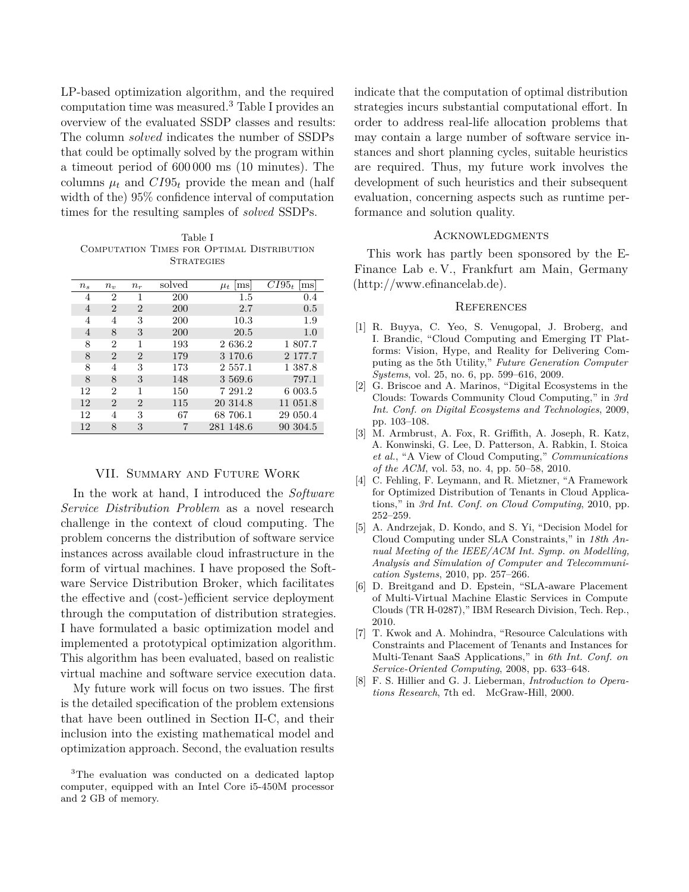LP-based optimization algorithm, and the required computation time was measured.[3] Table I provides an overview of the evaluated SSDP classes and results: The column *solved* indicates the number of SSDPs that could be optimally solved by the program within a timeout period of 600 000 ms (10 minutes). The columns $\mu_t$ and $CI95_t$ provide the mean and (half width of the) 95% confidence interval of computation times for the resulting samples of *solved* SSDPs.

Table I
Computation Times for Optimal Distribution Strategies

| $n_s$ | $n_v$ | $n_r$ | solved | $\mu_t$ [ms] | $CI95_t$ [ms] |
|---|---|---|---|---|---|
| 4 | 2 | 1 | 200 | 1.5 | 0.4 |
| 4 | 2 | 2 | 200 | 2.7 | 0.5 |
| 4 | 4 | 3 | 200 | 10.3 | 1.9 |
| 4 | 8 | 3 | 200 | 20.5 | 1.0 |
| 8 | 2 | 1 | 193 | 2 636.2 | 1 807.7 |
| 8 | 2 | 2 | 179 | 3 170.6 | 2 177.7 |
| 8 | 4 | 3 | 173 | 2 557.1 | 1 387.8 |
| 8 | 8 | 3 | 148 | 3 569.6 | 797.1 |
| 12 | 2 | 1 | 150 | 7 291.2 | 6 003.5 |
| 12 | 2 | 2 | 115 | 20 314.8 | 11 051.8 |
| 12 | 4 | 3 | 67 | 68 706.1 | 29 050.4 |
| 12 | 8 | 3 | 7 | 281 148.6 | 90 304.5 |

## VII. Summary and Future Work

In the work at hand, I introduced the *Software Service Distribution Problem* as a novel research challenge in the context of cloud computing. The problem concerns the distribution of software service instances across available cloud infrastructure in the form of virtual machines. I have proposed the Software Service Distribution Broker, which facilitates the effective and (cost-)efficient service deployment through the computation of distribution strategies. I have formulated a basic optimization model and implemented a prototypical optimization algorithm. This algorithm has been evaluated, based on realistic virtual machine and software service execution data.

My future work will focus on two issues. The first is the detailed specification of the problem extensions that have been outlined in Section II-C, and their inclusion into the existing mathematical model and optimization approach. Second, the evaluation results indicate that the computation of optimal distribution strategies incurs substantial computational effort. In order to address real-life allocation problems that may contain a large number of software service instances and short planning cycles, suitable heuristics are required. Thus, my future work involves the development of such heuristics and their subsequent evaluation, concerning aspects such as runtime performance and solution quality.

[3] The evaluation was conducted on a dedicated laptop computer, equipped with an Intel Core i5-450M processor and 2 GB of memory.

## Acknowledgments

This work has partly been sponsored by the E-Finance Lab e. V., Frankfurt am Main, Germany (http://www.efinancelab.de).

## References

[1] R. Buyya, C. Yeo, S. Venugopal, J. Broberg, and I. Brandic, "Cloud Computing and Emerging IT Platforms: Vision, Hype, and Reality for Delivering Computing as the 5th Utility," *Future Generation Computer Systems*, vol. 25, no. 6, pp. 599–616, 2009.

[2] G. Briscoe and A. Marinos, "Digital Ecosystems in the Clouds: Towards Community Cloud Computing," in *3rd Int. Conf. on Digital Ecosystems and Technologies*, 2009, pp. 103–108.

[3] M. Armbrust, A. Fox, R. Griffith, A. Joseph, R. Katz, A. Konwinski, G. Lee, D. Patterson, A. Rabkin, I. Stoica *et al.*, "A View of Cloud Computing," *Communications of the ACM*, vol. 53, no. 4, pp. 50–58, 2010.

[4] C. Fehling, F. Leymann, and R. Mietzner, "A Framework for Optimized Distribution of Tenants in Cloud Applications," in *3rd Int. Conf. on Cloud Computing*, 2010, pp. 252–259.

[5] A. Andrzejak, D. Kondo, and S. Yi, "Decision Model for Cloud Computing under SLA Constraints," in *18th Annual Meeting of the IEEE/ACM Int. Symp. on Modelling, Analysis and Simulation of Computer and Telecommunication Systems*, 2010, pp. 257–266.

[6] D. Breitgand and D. Epstein, "SLA-aware Placement of Multi-Virtual Machine Elastic Services in Compute Clouds (TR H-0287)," IBM Research Division, Tech. Rep., 2010.

[7] T. Kwok and A. Mohindra, "Resource Calculations with Constraints and Placement of Tenants and Instances for Multi-Tenant SaaS Applications," in *6th Int. Conf. on Service-Oriented Computing*, 2008, pp. 633–648.

[8] F. S. Hillier and G. J. Lieberman, *Introduction to Operations Research*, 7th ed. McGraw-Hill, 2000.